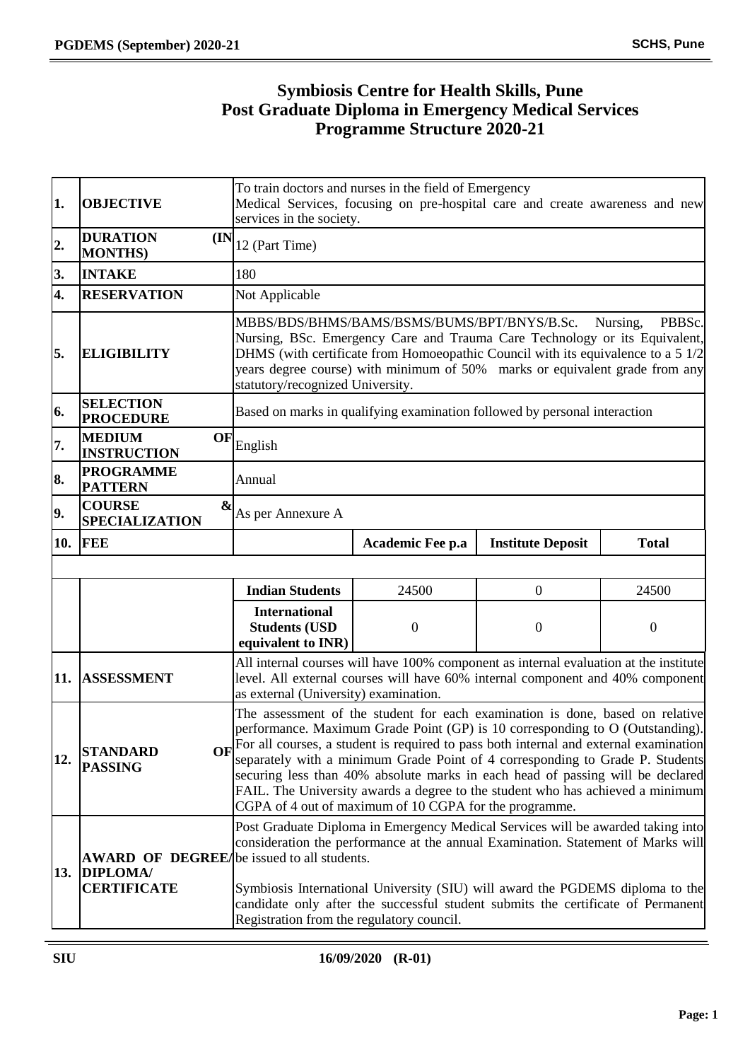# Symbiosis Centre for Health Skills, Pune
## Post Graduate Diploma in Emergency Medical Services
## Programme Structure 2020-21

| | | | | | |
|---|---|---|---|---|---|
| **1.** | **OBJECTIVE** | To train doctors and nurses in the field of Emergency Medical Services, focusing on pre-hospital care and create awareness and new services in the society. | | | |
| **2.** | **DURATION (IN MONTHS)** | 12 (Part Time) | | | |
| **3.** | **INTAKE** | 180 | | | |
| **4.** | **RESERVATION** | Not Applicable | | | |
| **5.** | **ELIGIBILITY** | MBBS/BDS/BHMS/BAMS/BSMS/BUMS/BPT/BNYS/B.Sc. Nursing, PBBSc. Nursing, BSc. Emergency Care and Trauma Care Technology or its Equivalent, DHMS (with certificate from Homoeopathic Council with its equivalence to a 5 1/2 years degree course) with minimum of 50% marks or equivalent grade from any statutory/recognized University. | | | |
| **6.** | **SELECTION PROCEDURE** | Based on marks in qualifying examination followed by personal interaction | | | |
| **7.** | **MEDIUM OF INSTRUCTION** | English | | | |
| **8.** | **PROGRAMME PATTERN** | Annual | | | |
| **9.** | **COURSE & SPECIALIZATION** | As per Annexure A | | | |
| **10.** | **FEE** | | **Academic Fee p.a** | **Institute Deposit** | **Total** |
| | | **Indian Students** | 24500 | 0 | 24500 |
| | | **International Students (USD equivalent to INR)** | 0 | 0 | 0 |
| **11.** | **ASSESSMENT** | All internal courses will have 100% component as internal evaluation at the institute level. All external courses will have 60% internal component and 40% component as external (University) examination. | | | |
| **12.** | **STANDARD OF PASSING** | The assessment of the student for each examination is done, based on relative performance. Maximum Grade Point (GP) is 10 corresponding to O (Outstanding). For all courses, a student is required to pass both internal and external examination separately with a minimum Grade Point of 4 corresponding to Grade P. Students securing less than 40% absolute marks in each head of passing will be declared FAIL. The University awards a degree to the student who has achieved a minimum CGPA of 4 out of maximum of 10 CGPA for the programme. | | | |
| **13.** | **AWARD OF DEGREE/ DIPLOMA/ CERTIFICATE** | Post Graduate Diploma in Emergency Medical Services will be awarded taking into consideration the performance at the annual Examination. Statement of Marks will be issued to all students.<br><br>Symbiosis International University (SIU) will award the PGDEMS diploma to the candidate only after the successful student submits the certificate of Permanent Registration from the regulatory council. | | | |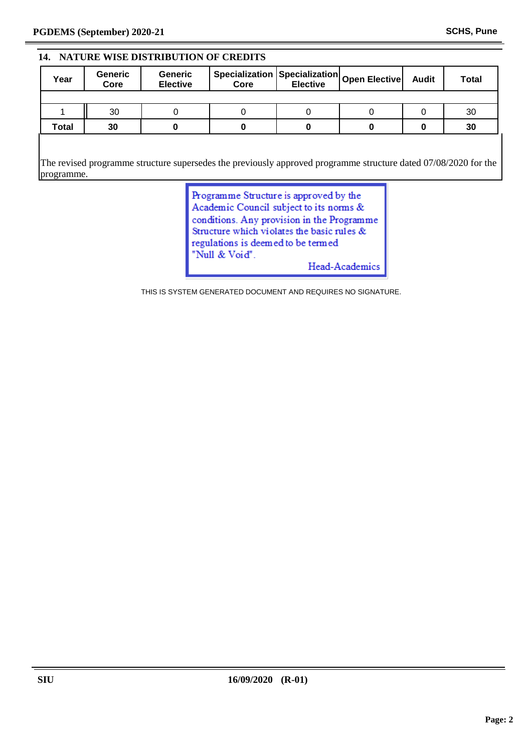## 14. NATURE WISE DISTRIBUTION OF CREDITS

| Year | Generic Core | Generic Elective | Specialization Core | Specialization Elective | Open Elective | Audit | Total |
|---|---|---|---|---|---|---|---|
| 1 | 30 | 0 | 0 | 0 | 0 | 0 | 30 |
| **Total** | **30** | **0** | **0** | **0** | **0** | **0** | **30** |

The revised programme structure supersedes the previously approved programme structure dated 07/08/2020 for the programme.

Programme Structure is approved by the Academic Council subject to its norms & conditions. Any provision in the Programme Structure which violates the basic rules & regulations is deemed to be termed "Null & Void".

Head-Academics

THIS IS SYSTEM GENERATED DOCUMENT AND REQUIRES NO SIGNATURE.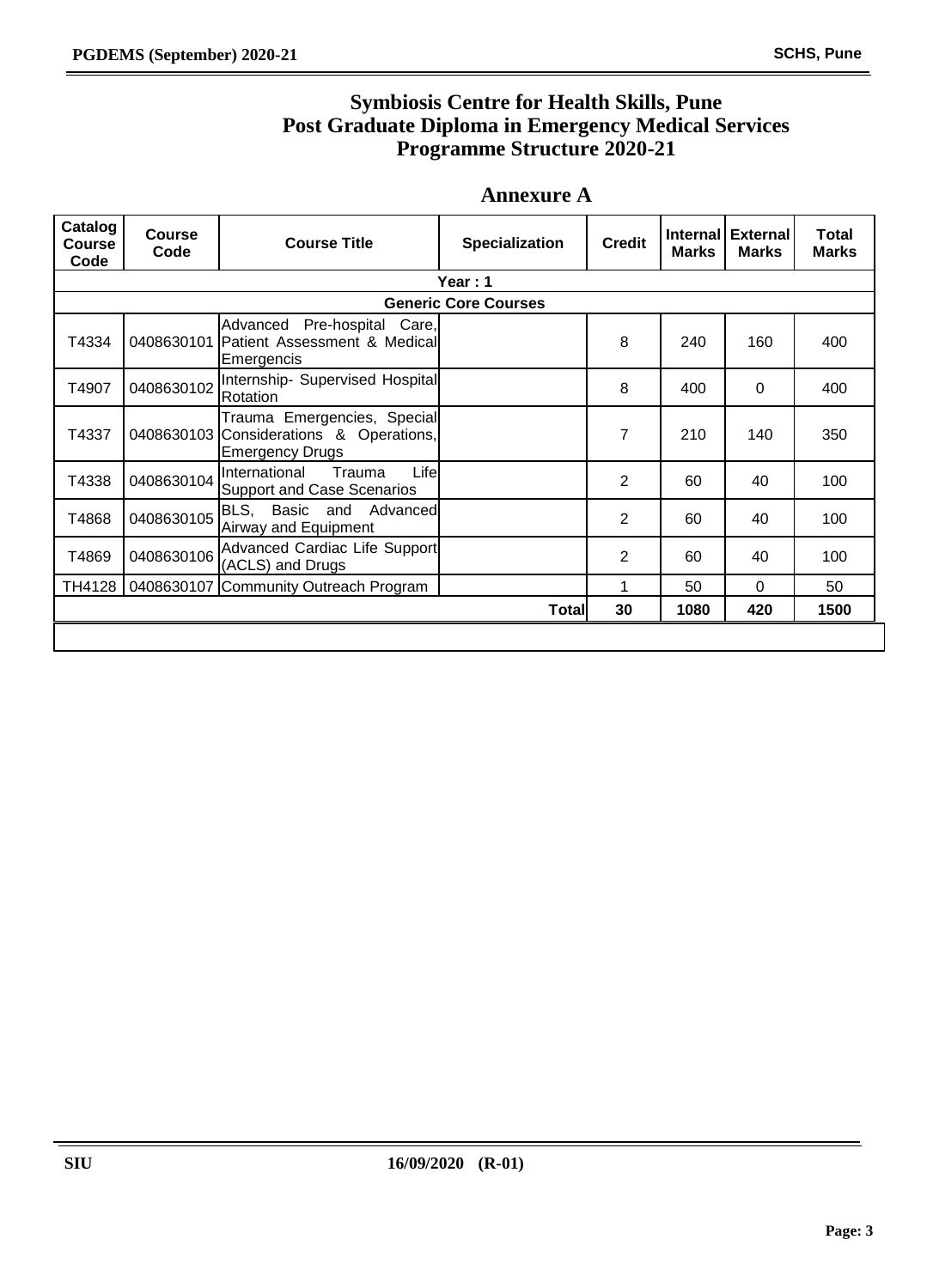# Symbiosis Centre for Health Skills, Pune
# Post Graduate Diploma in Emergency Medical Services
# Programme Structure 2020-21

## Annexure A

| Catalog Course Code | Course Code | Course Title | Specialization | Credit | Internal Marks | External Marks | Total Marks |
|---|---|---|---|---|---|---|---|
| **Year : 1** | | | | | | | |
| **Generic Core Courses** | | | | | | | |
| T4334 | 0408630101 | Advanced Pre-hospital Care, Patient Assessment & Medical Emergencis | | 8 | 240 | 160 | 400 |
| T4907 | 0408630102 | Internship- Supervised Hospital Rotation | | 8 | 400 | 0 | 400 |
| T4337 | 0408630103 | Trauma Emergencies, Special Considerations & Operations, Emergency Drugs | | 7 | 210 | 140 | 350 |
| T4338 | 0408630104 | International Trauma Life Support and Case Scenarios | | 2 | 60 | 40 | 100 |
| T4868 | 0408630105 | BLS, Basic and Advanced Airway and Equipment | | 2 | 60 | 40 | 100 |
| T4869 | 0408630106 | Advanced Cardiac Life Support (ACLS) and Drugs | | 2 | 60 | 40 | 100 |
| TH4128 | 0408630107 | Community Outreach Program | | 1 | 50 | 0 | 50 |
| | | | **Total** | **30** | **1080** | **420** | **1500** |

SIU 16/09/2020 (R-01)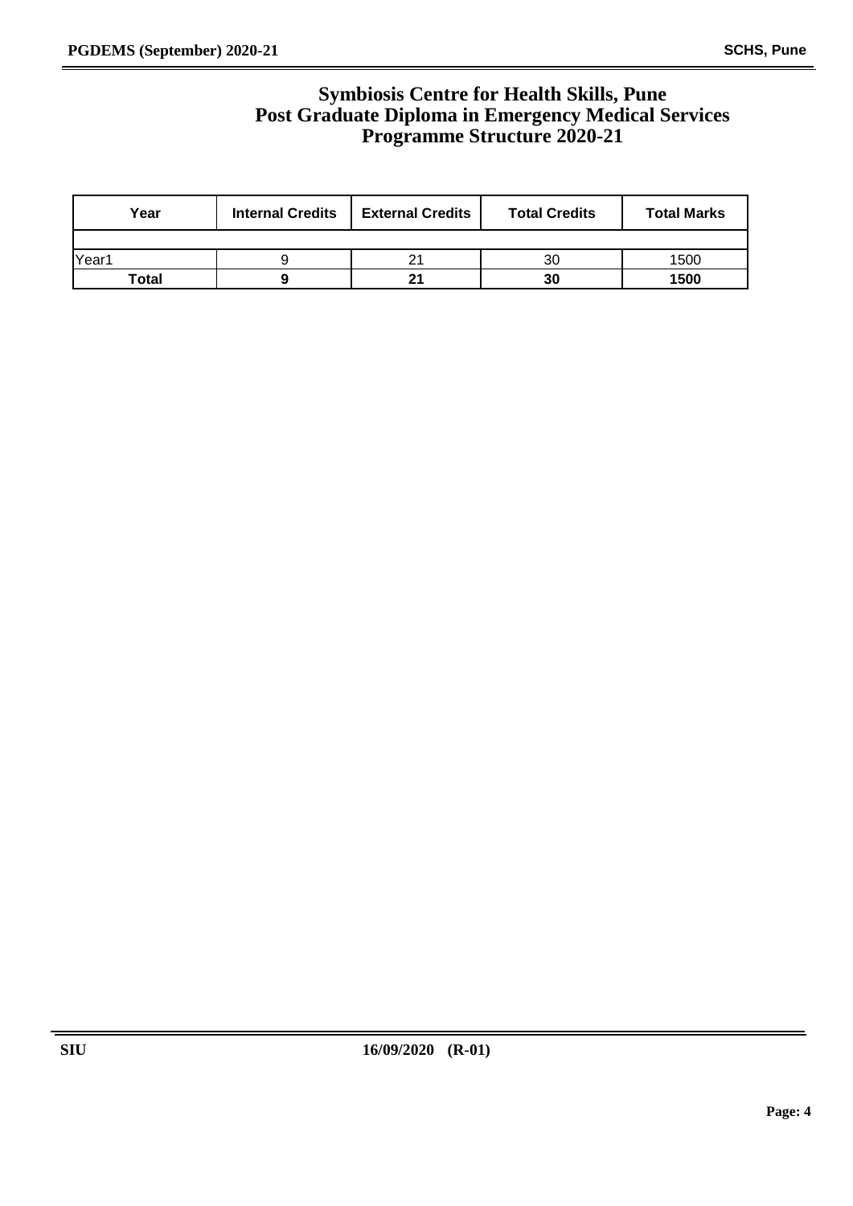# Symbiosis Centre for Health Skills, Pune
# Post Graduate Diploma in Emergency Medical Services
# Programme Structure 2020-21

| Year | Internal Credits | External Credits | Total Credits | Total Marks |
|---|---|---|---|---|
| | | | | |
| Year1 | 9 | 21 | 30 | 1500 |
| **Total** | **9** | **21** | **30** | **1500** |

**SIU** **16/09/2020 (R-01)**